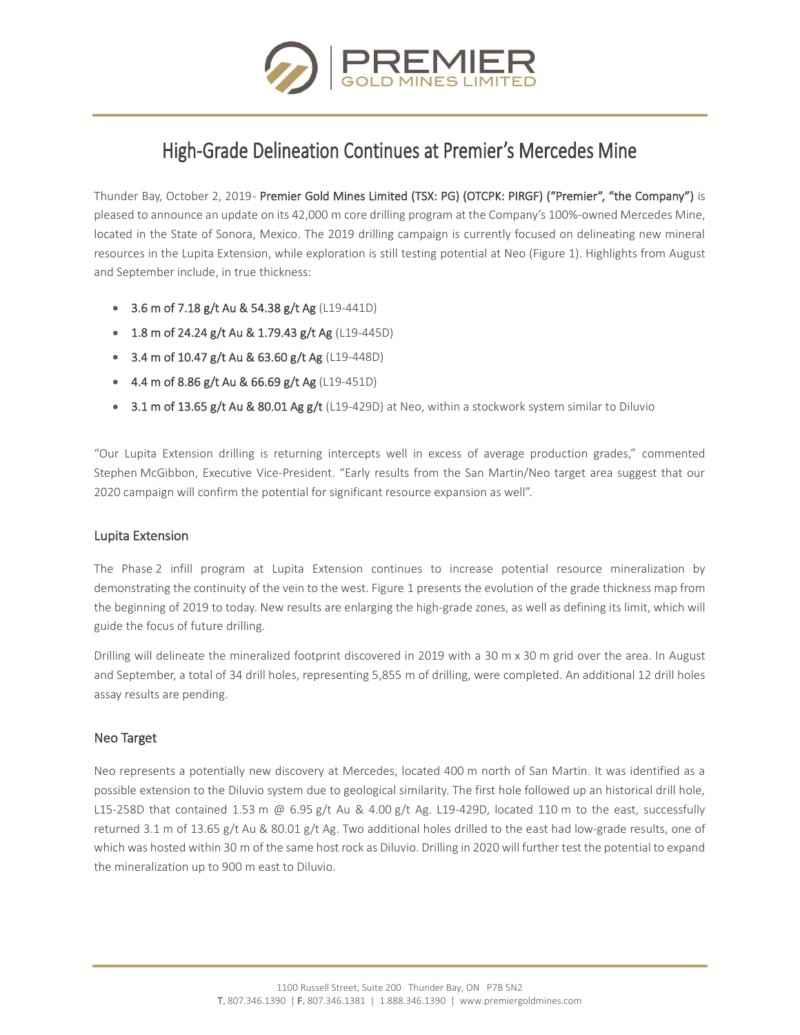# High-Grade Delineation Continues at Premier's Mercedes Mine

Thunder Bay, October 2, 2019- **Premier Gold Mines Limited (TSX: PG) (OTCPK: PIRGF) ("Premier", "the Company")** is pleased to announce an update on its 42,000 m core drilling program at the Company's 100%-owned Mercedes Mine, located in the State of Sonora, Mexico. The 2019 drilling campaign is currently focused on delineating new mineral resources in the Lupita Extension, while exploration is still testing potential at Neo (Figure 1). Highlights from August and September include, in true thickness:

- **3.6 m of 7.18 g/t Au & 54.38 g/t Ag** (L19-441D)
- **1.8 m of 24.24 g/t Au & 1.79.43 g/t Ag** (L19-445D)
- **3.4 m of 10.47 g/t Au & 63.60 g/t Ag** (L19-448D)
- **4.4 m of 8.86 g/t Au & 66.69 g/t Ag** (L19-451D)
- **3.1 m of 13.65 g/t Au & 80.01 Ag g/t** (L19-429D) at Neo, within a stockwork system similar to Diluvio

"Our Lupita Extension drilling is returning intercepts well in excess of average production grades," commented Stephen McGibbon, Executive Vice-President. "Early results from the San Martin/Neo target area suggest that our 2020 campaign will confirm the potential for significant resource expansion as well".

## Lupita Extension

The Phase 2 infill program at Lupita Extension continues to increase potential resource mineralization by demonstrating the continuity of the vein to the west. Figure 1 presents the evolution of the grade thickness map from the beginning of 2019 to today. New results are enlarging the high-grade zones, as well as defining its limit, which will guide the focus of future drilling.

Drilling will delineate the mineralized footprint discovered in 2019 with a 30 m x 30 m grid over the area. In August and September, a total of 34 drill holes, representing 5,855 m of drilling, were completed. An additional 12 drill holes assay results are pending.

## Neo Target

Neo represents a potentially new discovery at Mercedes, located 400 m north of San Martin. It was identified as a possible extension to the Diluvio system due to geological similarity. The first hole followed up an historical drill hole, L15-258D that contained 1.53 m @ 6.95 g/t Au & 4.00 g/t Ag. L19-429D, located 110 m to the east, successfully returned 3.1 m of 13.65 g/t Au & 80.01 g/t Ag. Two additional holes drilled to the east had low-grade results, one of which was hosted within 30 m of the same host rock as Diluvio. Drilling in 2020 will further test the potential to expand the mineralization up to 900 m east to Diluvio.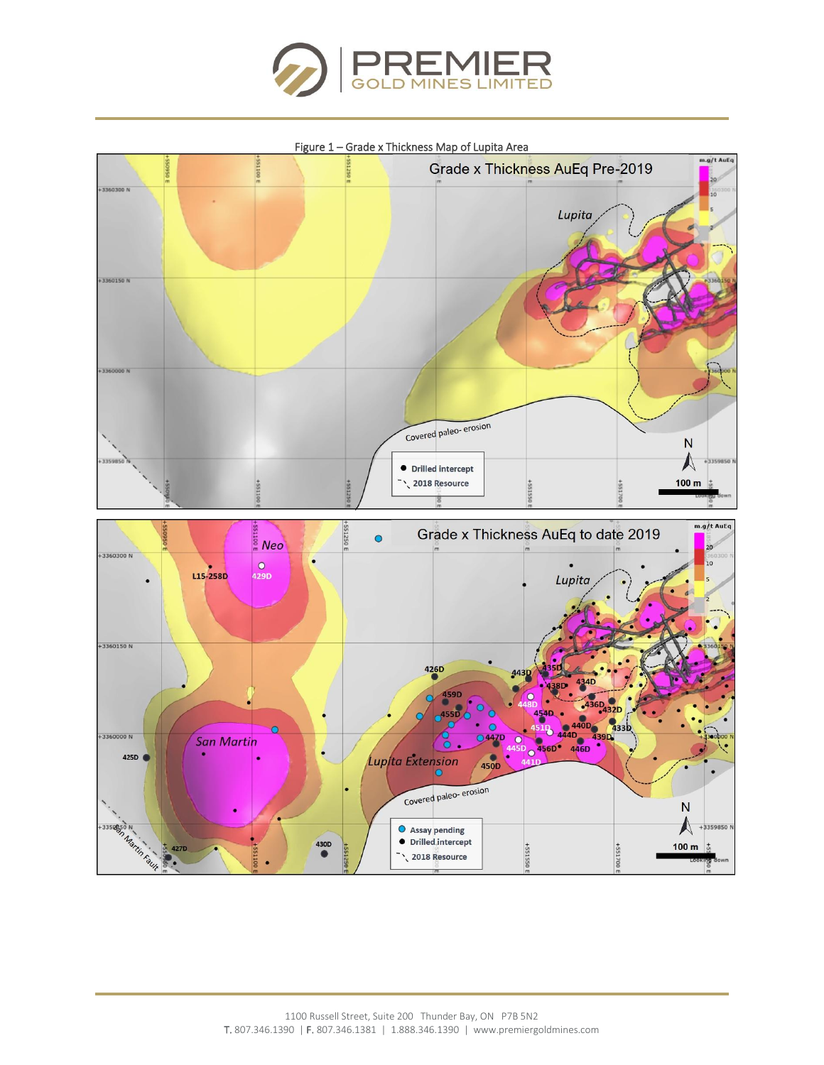Figure 1 – Grade x Thickness Map of Lupita Area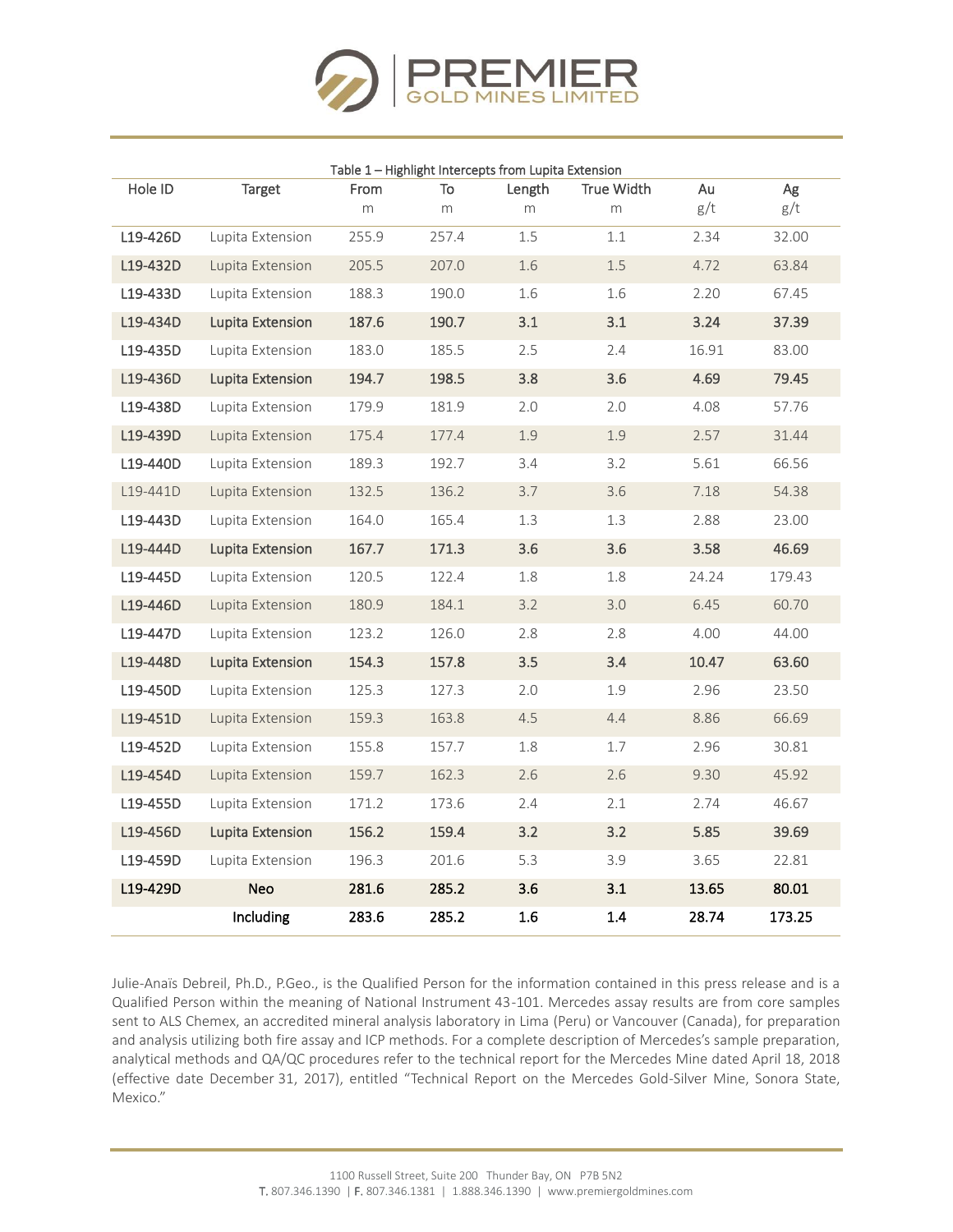Table 1 – Highlight Intercepts from Lupita Extension

| Hole ID | Target | From m | To m | Length m | True Width m | Au g/t | Ag g/t |
|---|---|---|---|---|---|---|---|
| L19-426D | Lupita Extension | 255.9 | 257.4 | 1.5 | 1.1 | 2.34 | 32.00 |
| L19-432D | Lupita Extension | 205.5 | 207.0 | 1.6 | 1.5 | 4.72 | 63.84 |
| L19-433D | Lupita Extension | 188.3 | 190.0 | 1.6 | 1.6 | 2.20 | 67.45 |
| **L19-434D** | **Lupita Extension** | **187.6** | **190.7** | **3.1** | **3.1** | **3.24** | **37.39** |
| L19-435D | Lupita Extension | 183.0 | 185.5 | 2.5 | 2.4 | 16.91 | 83.00 |
| **L19-436D** | **Lupita Extension** | **194.7** | **198.5** | **3.8** | **3.6** | **4.69** | **79.45** |
| L19-438D | Lupita Extension | 179.9 | 181.9 | 2.0 | 2.0 | 4.08 | 57.76 |
| L19-439D | Lupita Extension | 175.4 | 177.4 | 1.9 | 1.9 | 2.57 | 31.44 |
| L19-440D | Lupita Extension | 189.3 | 192.7 | 3.4 | 3.2 | 5.61 | 66.56 |
| L19-441D | Lupita Extension | 132.5 | 136.2 | 3.7 | 3.6 | 7.18 | 54.38 |
| L19-443D | Lupita Extension | 164.0 | 165.4 | 1.3 | 1.3 | 2.88 | 23.00 |
| **L19-444D** | **Lupita Extension** | **167.7** | **171.3** | **3.6** | **3.6** | **3.58** | **46.69** |
| L19-445D | Lupita Extension | 120.5 | 122.4 | 1.8 | 1.8 | 24.24 | 179.43 |
| L19-446D | Lupita Extension | 180.9 | 184.1 | 3.2 | 3.0 | 6.45 | 60.70 |
| L19-447D | Lupita Extension | 123.2 | 126.0 | 2.8 | 2.8 | 4.00 | 44.00 |
| **L19-448D** | **Lupita Extension** | **154.3** | **157.8** | **3.5** | **3.4** | **10.47** | **63.60** |
| L19-450D | Lupita Extension | 125.3 | 127.3 | 2.0 | 1.9 | 2.96 | 23.50 |
| L19-451D | Lupita Extension | 159.3 | 163.8 | 4.5 | 4.4 | 8.86 | 66.69 |
| L19-452D | Lupita Extension | 155.8 | 157.7 | 1.8 | 1.7 | 2.96 | 30.81 |
| L19-454D | Lupita Extension | 159.7 | 162.3 | 2.6 | 2.6 | 9.30 | 45.92 |
| L19-455D | Lupita Extension | 171.2 | 173.6 | 2.4 | 2.1 | 2.74 | 46.67 |
| **L19-456D** | **Lupita Extension** | **156.2** | **159.4** | **3.2** | **3.2** | **5.85** | **39.69** |
| L19-459D | Lupita Extension | 196.3 | 201.6 | 5.3 | 3.9 | 3.65 | 22.81 |
| **L19-429D** | **Neo** | **281.6** | **285.2** | **3.6** | **3.1** | **13.65** | **80.01** |
| | **Including** | **283.6** | **285.2** | **1.6** | **1.4** | **28.74** | **173.25** |

Julie-Anaïs Debreil, Ph.D., P.Geo., is the Qualified Person for the information contained in this press release and is a Qualified Person within the meaning of National Instrument 43-101. Mercedes assay results are from core samples sent to ALS Chemex, an accredited mineral analysis laboratory in Lima (Peru) or Vancouver (Canada), for preparation and analysis utilizing both fire assay and ICP methods. For a complete description of Mercedes's sample preparation, analytical methods and QA/QC procedures refer to the technical report for the Mercedes Mine dated April 18, 2018 (effective date December 31, 2017), entitled "Technical Report on the Mercedes Gold-Silver Mine, Sonora State, Mexico."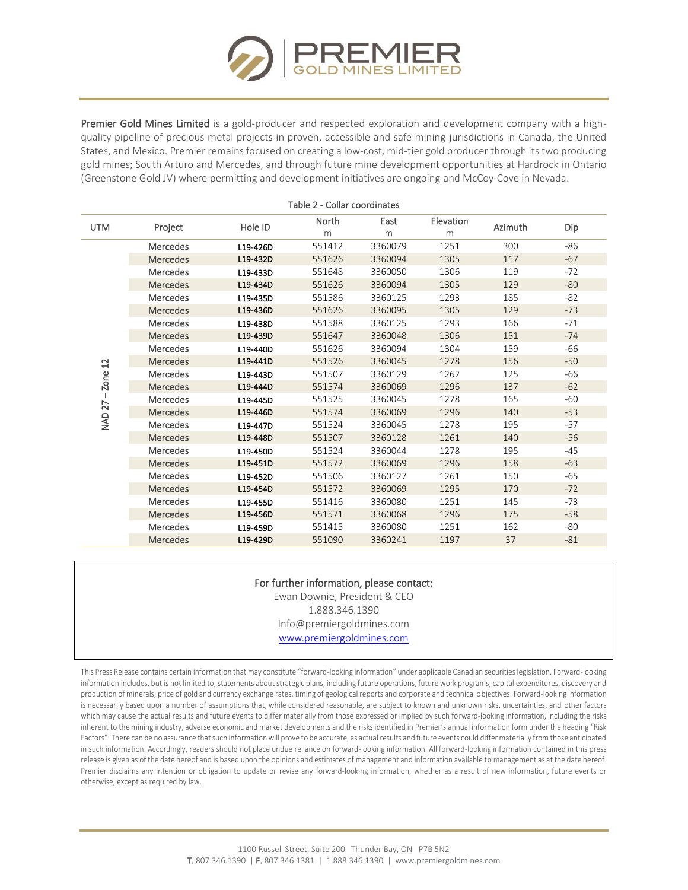**Premier Gold Mines Limited** is a gold-producer and respected exploration and development company with a high-quality pipeline of precious metal projects in proven, accessible and safe mining jurisdictions in Canada, the United States, and Mexico. Premier remains focused on creating a low-cost, mid-tier gold producer through its two producing gold mines; South Arturo and Mercedes, and through future mine development opportunities at Hardrock in Ontario (Greenstone Gold JV) where permitting and development initiatives are ongoing and McCoy-Cove in Nevada.

Table 2 - Collar coordinates

| UTM | Project | Hole ID | North m | East m | Elevation m | Azimuth | Dip |
|---|---|---|---|---|---|---|---|
| NAD 27 – Zone 12 | Mercedes | L19-426D | 551412 | 3360079 | 1251 | 300 | -86 |
| | Mercedes | L19-432D | 551626 | 3360094 | 1305 | 117 | -67 |
| | Mercedes | L19-433D | 551648 | 3360050 | 1306 | 119 | -72 |
| | Mercedes | L19-434D | 551626 | 3360094 | 1305 | 129 | -80 |
| | Mercedes | L19-435D | 551586 | 3360125 | 1293 | 185 | -82 |
| | Mercedes | L19-436D | 551626 | 3360095 | 1305 | 129 | -73 |
| | Mercedes | L19-438D | 551588 | 3360125 | 1293 | 166 | -71 |
| | Mercedes | L19-439D | 551647 | 3360048 | 1306 | 151 | -74 |
| | Mercedes | L19-440D | 551626 | 3360094 | 1304 | 159 | -66 |
| | Mercedes | L19-441D | 551526 | 3360045 | 1278 | 156 | -50 |
| | Mercedes | L19-443D | 551507 | 3360129 | 1262 | 125 | -66 |
| | Mercedes | L19-444D | 551574 | 3360069 | 1296 | 137 | -62 |
| | Mercedes | L19-445D | 551525 | 3360045 | 1278 | 165 | -60 |
| | Mercedes | L19-446D | 551574 | 3360069 | 1296 | 140 | -53 |
| | Mercedes | L19-447D | 551524 | 3360045 | 1278 | 195 | -57 |
| | Mercedes | L19-448D | 551507 | 3360128 | 1261 | 140 | -56 |
| | Mercedes | L19-450D | 551524 | 3360044 | 1278 | 195 | -45 |
| | Mercedes | L19-451D | 551572 | 3360069 | 1296 | 158 | -63 |
| | Mercedes | L19-452D | 551506 | 3360127 | 1261 | 150 | -65 |
| | Mercedes | L19-454D | 551572 | 3360069 | 1295 | 170 | -72 |
| | Mercedes | L19-455D | 551416 | 3360080 | 1251 | 145 | -73 |
| | Mercedes | L19-456D | 551571 | 3360068 | 1296 | 175 | -58 |
| | Mercedes | L19-459D | 551415 | 3360080 | 1251 | 162 | -80 |
| | Mercedes | L19-429D | 551090 | 3360241 | 1197 | 37 | -81 |

For further information, please contact:
Ewan Downie, President & CEO
1.888.346.1390
Info@premiergoldmines.com
www.premiergoldmines.com

This Press Release contains certain information that may constitute "forward-looking information" under applicable Canadian securities legislation. Forward-looking information includes, but is not limited to, statements about strategic plans, including future operations, future work programs, capital expenditures, discovery and production of minerals, price of gold and currency exchange rates, timing of geological reports and corporate and technical objectives. Forward-looking information is necessarily based upon a number of assumptions that, while considered reasonable, are subject to known and unknown risks, uncertainties, and other factors which may cause the actual results and future events to differ materially from those expressed or implied by such forward-looking information, including the risks inherent to the mining industry, adverse economic and market developments and the risks identified in Premier's annual information form under the heading "Risk Factors". There can be no assurance that such information will prove to be accurate, as actual results and future events could differ materially from those anticipated in such information. Accordingly, readers should not place undue reliance on forward-looking information. All forward-looking information contained in this press release is given as of the date hereof and is based upon the opinions and estimates of management and information available to management as at the date hereof. Premier disclaims any intention or obligation to update or revise any forward-looking information, whether as a result of new information, future events or otherwise, except as required by law.